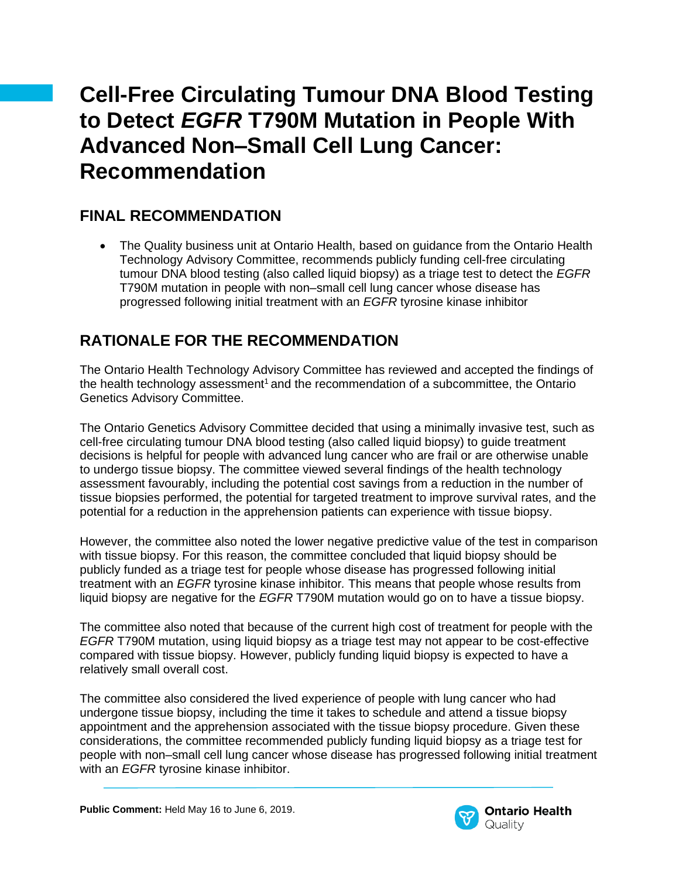# Cell-Free Circulating Tumour DNA Blood Testing to Detect *EGFR* T790M Mutation in People With Advanced Non–Small Cell Lung Cancer: Recommendation

## FINAL RECOMMENDATION

- The Quality business unit at Ontario Health, based on guidance from the Ontario Health Technology Advisory Committee, recommends publicly funding cell-free circulating tumour DNA blood testing (also called liquid biopsy) as a triage test to detect the *EGFR* T790M mutation in people with non–small cell lung cancer whose disease has progressed following initial treatment with an *EGFR* tyrosine kinase inhibitor

## RATIONALE FOR THE RECOMMENDATION

The Ontario Health Technology Advisory Committee has reviewed and accepted the findings of the health technology assessment[1] and the recommendation of a subcommittee, the Ontario Genetics Advisory Committee.

The Ontario Genetics Advisory Committee decided that using a minimally invasive test, such as cell-free circulating tumour DNA blood testing (also called liquid biopsy) to guide treatment decisions is helpful for people with advanced lung cancer who are frail or are otherwise unable to undergo tissue biopsy. The committee viewed several findings of the health technology assessment favourably, including the potential cost savings from a reduction in the number of tissue biopsies performed, the potential for targeted treatment to improve survival rates, and the potential for a reduction in the apprehension patients can experience with tissue biopsy.

However, the committee also noted the lower negative predictive value of the test in comparison with tissue biopsy. For this reason, the committee concluded that liquid biopsy should be publicly funded as a triage test for people whose disease has progressed following initial treatment with an *EGFR* tyrosine kinase inhibitor. This means that people whose results from liquid biopsy are negative for the *EGFR* T790M mutation would go on to have a tissue biopsy.

The committee also noted that because of the current high cost of treatment for people with the *EGFR* T790M mutation, using liquid biopsy as a triage test may not appear to be cost-effective compared with tissue biopsy. However, publicly funding liquid biopsy is expected to have a relatively small overall cost.

The committee also considered the lived experience of people with lung cancer who had undergone tissue biopsy, including the time it takes to schedule and attend a tissue biopsy appointment and the apprehension associated with the tissue biopsy procedure. Given these considerations, the committee recommended publicly funding liquid biopsy as a triage test for people with non–small cell lung cancer whose disease has progressed following initial treatment with an *EGFR* tyrosine kinase inhibitor.

**Public Comment:** Held May 16 to June 6, 2019.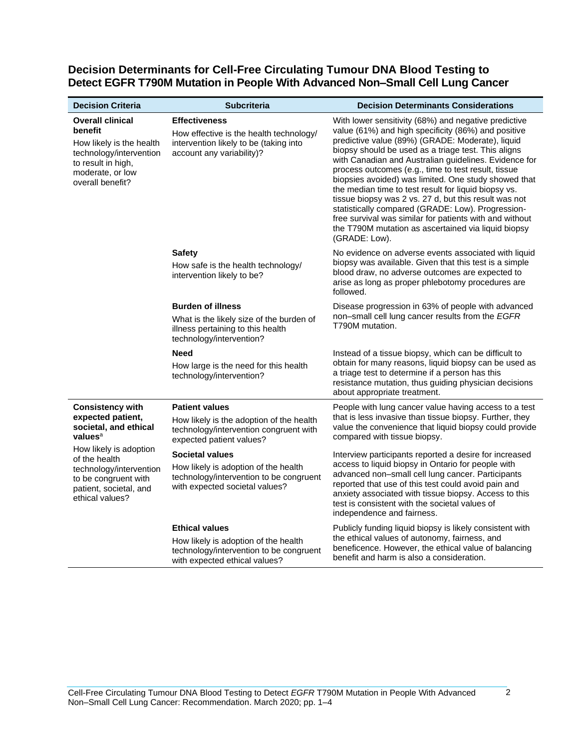## Decision Determinants for Cell-Free Circulating Tumour DNA Blood Testing to Detect EGFR T790M Mutation in People With Advanced Non–Small Cell Lung Cancer

| Decision Criteria | Subcriteria | Decision Determinants Considerations |
|---|---|---|
| **Overall clinical benefit**<br>How likely is the health technology/intervention to result in high, moderate, or low overall benefit? | **Effectiveness**<br>How effective is the health technology/ intervention likely to be (taking into account any variability)? | With lower sensitivity (68%) and negative predictive value (61%) and high specificity (86%) and positive predictive value (89%) (GRADE: Moderate), liquid biopsy should be used as a triage test. This aligns with Canadian and Australian guidelines. Evidence for process outcomes (e.g., time to test result, tissue biopsies avoided) was limited. One study showed that the median time to test result for liquid biopsy vs. tissue biopsy was 2 vs. 27 d, but this result was not statistically compared (GRADE: Low). Progression-free survival was similar for patients with and without the T790M mutation as ascertained via liquid biopsy (GRADE: Low). |
| | **Safety**<br>How safe is the health technology/ intervention likely to be? | No evidence on adverse events associated with liquid biopsy was available. Given that this test is a simple blood draw, no adverse outcomes are expected to arise as long as proper phlebotomy procedures are followed. |
| | **Burden of illness**<br>What is the likely size of the burden of illness pertaining to this health technology/intervention? | Disease progression in 63% of people with advanced non–small cell lung cancer results from the *EGFR* T790M mutation. |
| | **Need**<br>How large is the need for this health technology/intervention? | Instead of a tissue biopsy, which can be difficult to obtain for many reasons, liquid biopsy can be used as a triage test to determine if a person has this resistance mutation, thus guiding physician decisions about appropriate treatment. |
| **Consistency with expected patient, societal, and ethical values**[a]<br>How likely is adoption of the health technology/intervention to be congruent with patient, societal, and ethical values? | **Patient values**<br>How likely is the adoption of the health technology/intervention congruent with expected patient values? | People with lung cancer value having access to a test that is less invasive than tissue biopsy. Further, they value the convenience that liquid biopsy could provide compared with tissue biopsy. |
| | **Societal values**<br>How likely is adoption of the health technology/intervention to be congruent with expected societal values? | Interview participants reported a desire for increased access to liquid biopsy in Ontario for people with advanced non–small cell lung cancer. Participants reported that use of this test could avoid pain and anxiety associated with tissue biopsy. Access to this test is consistent with the societal values of independence and fairness. |
| | **Ethical values**<br>How likely is adoption of the health technology/intervention to be congruent with expected ethical values? | Publicly funding liquid biopsy is likely consistent with the ethical values of autonomy, fairness, and beneficence. However, the ethical value of balancing benefit and harm is also a consideration. |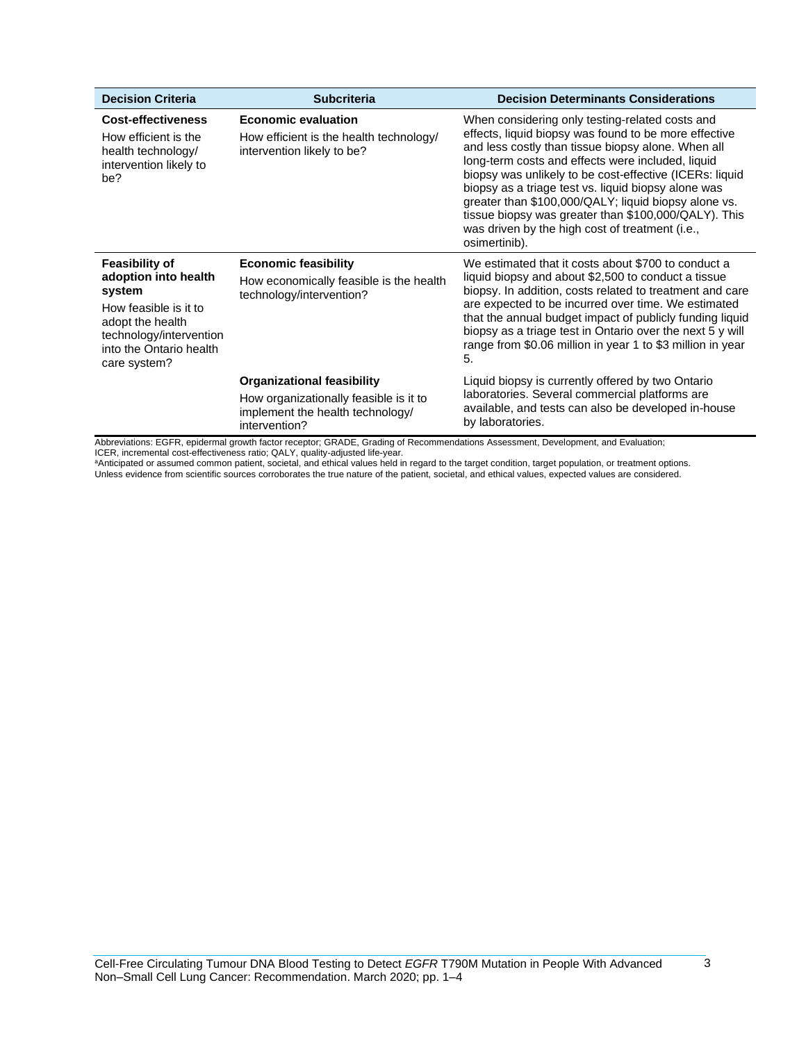| Decision Criteria | Subcriteria | Decision Determinants Considerations |
|---|---|---|
| **Cost-effectiveness**<br>How efficient is the health technology/ intervention likely to be? | **Economic evaluation**<br>How efficient is the health technology/ intervention likely to be? | When considering only testing-related costs and effects, liquid biopsy was found to be more effective and less costly than tissue biopsy alone. When all long-term costs and effects were included, liquid biopsy was unlikely to be cost-effective (ICERs: liquid biopsy as a triage test vs. liquid biopsy alone was greater than $100,000/QALY; liquid biopsy alone vs. tissue biopsy was greater than $100,000/QALY). This was driven by the high cost of treatment (i.e., osimertinib). |
| **Feasibility of adoption into health system**<br>How feasible is it to adopt the health technology/intervention into the Ontario health care system? | **Economic feasibility**<br>How economically feasible is the health technology/intervention? | We estimated that it costs about $700 to conduct a liquid biopsy and about $2,500 to conduct a tissue biopsy. In addition, costs related to treatment and care are expected to be incurred over time. We estimated that the annual budget impact of publicly funding liquid biopsy as a triage test in Ontario over the next 5 y will range from $0.06 million in year 1 to $3 million in year 5. |
| | **Organizational feasibility**<br>How organizationally feasible is it to implement the health technology/ intervention? | Liquid biopsy is currently offered by two Ontario laboratories. Several commercial platforms are available, and tests can also be developed in-house by laboratories. |

Abbreviations: EGFR, epidermal growth factor receptor; GRADE, Grading of Recommendations Assessment, Development, and Evaluation; ICER, incremental cost-effectiveness ratio; QALY, quality-adjusted life-year.

[a]Anticipated or assumed common patient, societal, and ethical values held in regard to the target condition, target population, or treatment options. Unless evidence from scientific sources corroborates the true nature of the patient, societal, and ethical values, expected values are considered.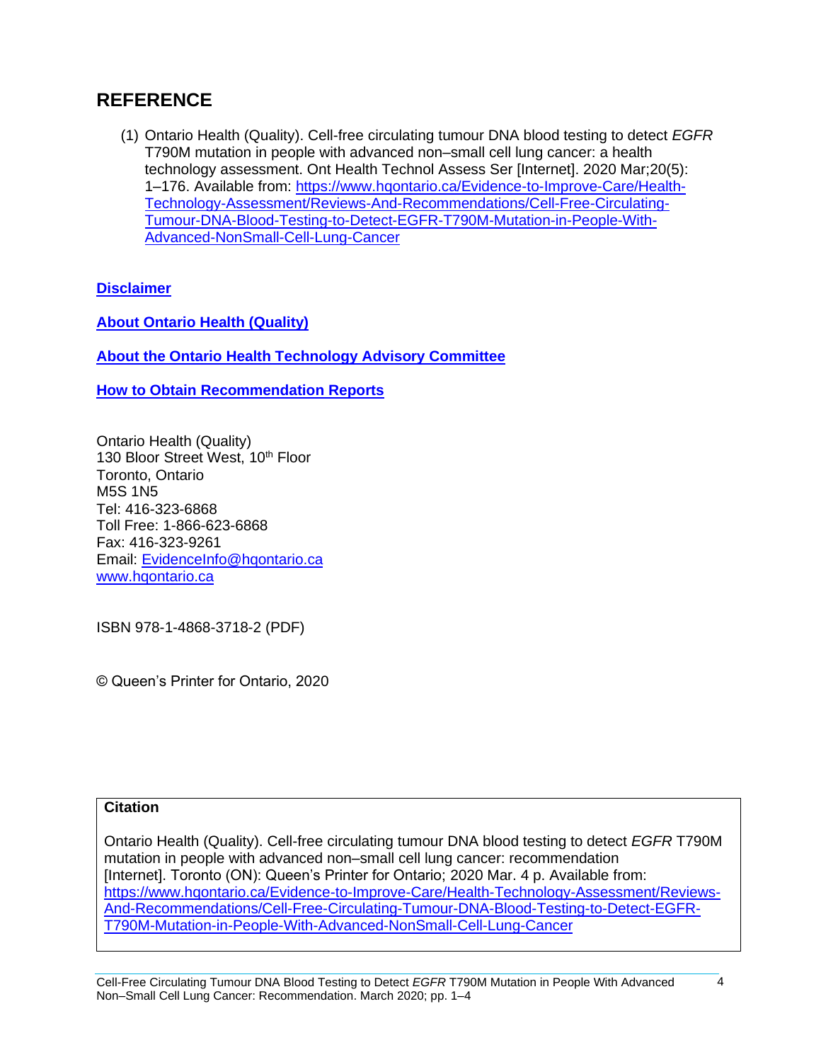## REFERENCE

(1) Ontario Health (Quality). Cell-free circulating tumour DNA blood testing to detect *EGFR* T790M mutation in people with advanced non–small cell lung cancer: a health technology assessment. Ont Health Technol Assess Ser [Internet]. 2020 Mar;20(5): 1–176. Available from: [https://www.hqontario.ca/Evidence-to-Improve-Care/Health-Technology-Assessment/Reviews-And-Recommendations/Cell-Free-Circulating-Tumour-DNA-Blood-Testing-to-Detect-EGFR-T790M-Mutation-in-People-With-Advanced-NonSmall-Cell-Lung-Cancer](https://www.hqontario.ca/Evidence-to-Improve-Care/Health-Technology-Assessment/Reviews-And-Recommendations/Cell-Free-Circulating-Tumour-DNA-Blood-Testing-to-Detect-EGFR-T790M-Mutation-in-People-With-Advanced-NonSmall-Cell-Lung-Cancer)

**Disclaimer**

**About Ontario Health (Quality)**

**About the Ontario Health Technology Advisory Committee**

**How to Obtain Recommendation Reports**

Ontario Health (Quality)
130 Bloor Street West, 10th Floor
Toronto, Ontario
M5S 1N5
Tel: 416-323-6868
Toll Free: 1-866-623-6868
Fax: 416-323-9261
Email: EvidenceInfo@hqontario.ca
www.hqontario.ca

ISBN 978-1-4868-3718-2 (PDF)

© Queen's Printer for Ontario, 2020

**Citation**

Ontario Health (Quality). Cell-free circulating tumour DNA blood testing to detect *EGFR* T790M mutation in people with advanced non–small cell lung cancer: recommendation [Internet]. Toronto (ON): Queen's Printer for Ontario; 2020 Mar. 4 p. Available from: [https://www.hqontario.ca/Evidence-to-Improve-Care/Health-Technology-Assessment/Reviews-And-Recommendations/Cell-Free-Circulating-Tumour-DNA-Blood-Testing-to-Detect-EGFR-T790M-Mutation-in-People-With-Advanced-NonSmall-Cell-Lung-Cancer](https://www.hqontario.ca/Evidence-to-Improve-Care/Health-Technology-Assessment/Reviews-And-Recommendations/Cell-Free-Circulating-Tumour-DNA-Blood-Testing-to-Detect-EGFR-T790M-Mutation-in-People-With-Advanced-NonSmall-Cell-Lung-Cancer)